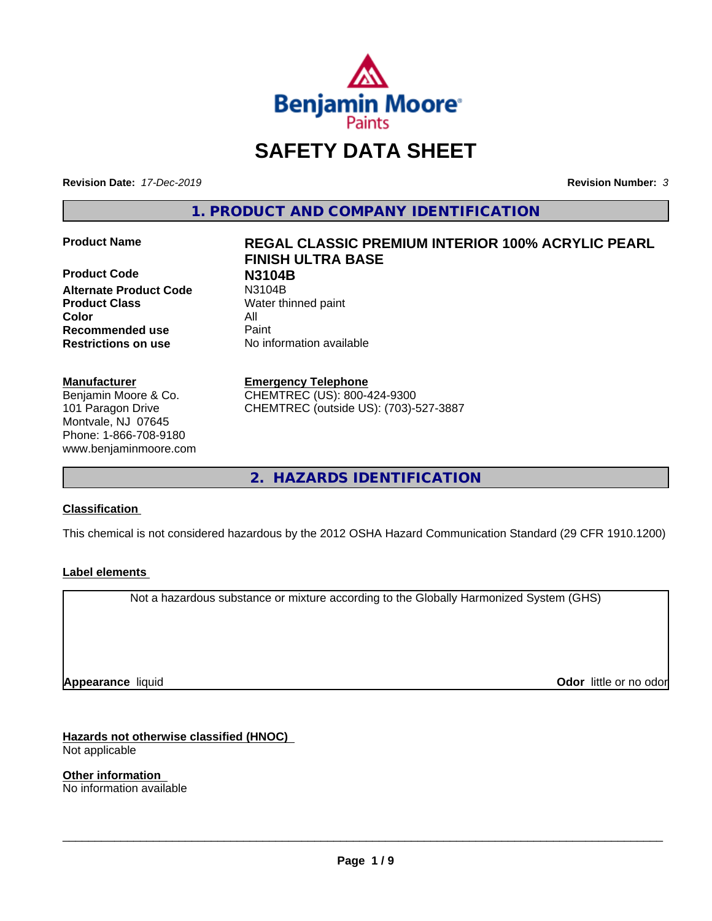# SAFETY DATA SHEET

**Revision Date:** *17-Dec-2019* **Revision Number:** *3*

## 1. PRODUCT AND COMPANY IDENTIFICATION

| | |
|---|---|
| **Product Name** | **REGAL CLASSIC PREMIUM INTERIOR 100% ACRYLIC PEARL FINISH ULTRA BASE** |
| **Product Code** | **N3104B** |
| **Alternate Product Code** | N3104B |
| **Product Class** | Water thinned paint |
| **Color** | All |
| **Recommended use** | Paint |
| **Restrictions on use** | No information available |

**Manufacturer**
Benjamin Moore & Co.
101 Paragon Drive
Montvale, NJ 07645
Phone: 1-866-708-9180
www.benjaminmoore.com

**Emergency Telephone**
CHEMTREC (US): 800-424-9300
CHEMTREC (outside US): (703)-527-3887

## 2. HAZARDS IDENTIFICATION

### Classification

This chemical is not considered hazardous by the 2012 OSHA Hazard Communication Standard (29 CFR 1910.1200)

### Label elements

Not a hazardous substance or mixture according to the Globally Harmonized System (GHS)

**Appearance** liquid **Odor** little or no odor

### Hazards not otherwise classified (HNOC)

Not applicable

### Other information

No information available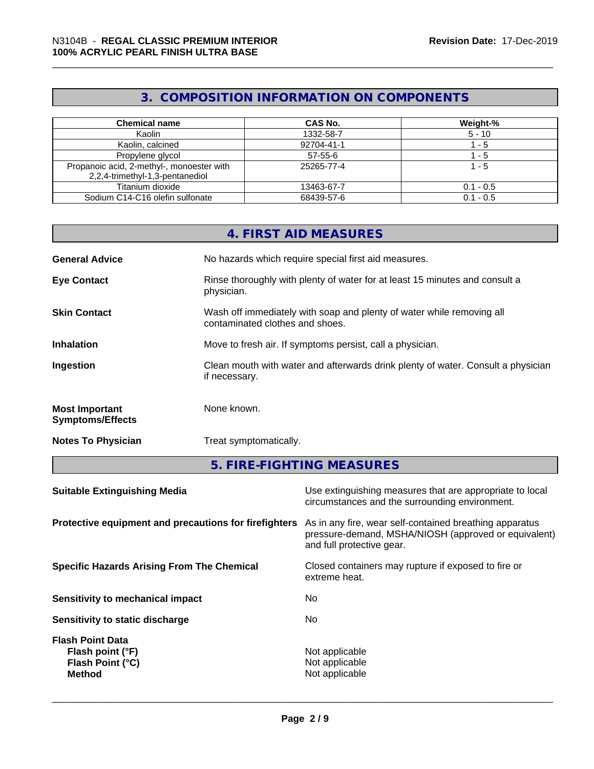## 3. COMPOSITION INFORMATION ON COMPONENTS

| Chemical name | CAS No. | Weight-% |
|---|---|---|
| Kaolin | 1332-58-7 | 5 - 10 |
| Kaolin, calcined | 92704-41-1 | 1 - 5 |
| Propylene glycol | 57-55-6 | 1 - 5 |
| Propanoic acid, 2-methyl-, monoester with 2,2,4-trimethyl-1,3-pentanediol | 25265-77-4 | 1 - 5 |
| Titanium dioxide | 13463-67-7 | 0.1 - 0.5 |
| Sodium C14-C16 olefin sulfonate | 68439-57-6 | 0.1 - 0.5 |

## 4. FIRST AID MEASURES

**General Advice**: No hazards which require special first aid measures.

**Eye Contact**: Rinse thoroughly with plenty of water for at least 15 minutes and consult a physician.

**Skin Contact**: Wash off immediately with soap and plenty of water while removing all contaminated clothes and shoes.

**Inhalation**: Move to fresh air. If symptoms persist, call a physician.

**Ingestion**: Clean mouth with water and afterwards drink plenty of water. Consult a physician if necessary.

**Most Important Symptoms/Effects**: None known.

**Notes To Physician**: Treat symptomatically.

## 5. FIRE-FIGHTING MEASURES

**Suitable Extinguishing Media**: Use extinguishing measures that are appropriate to local circumstances and the surrounding environment.

**Protective equipment and precautions for firefighters**: As in any fire, wear self-contained breathing apparatus pressure-demand, MSHA/NIOSH (approved or equivalent) and full protective gear.

**Specific Hazards Arising From The Chemical**: Closed containers may rupture if exposed to fire or extreme heat.

**Sensitivity to mechanical impact**: No

**Sensitivity to static discharge**: No

**Flash Point Data**
- **Flash point (°F)**: Not applicable
- **Flash Point (°C)**: Not applicable
- **Method**: Not applicable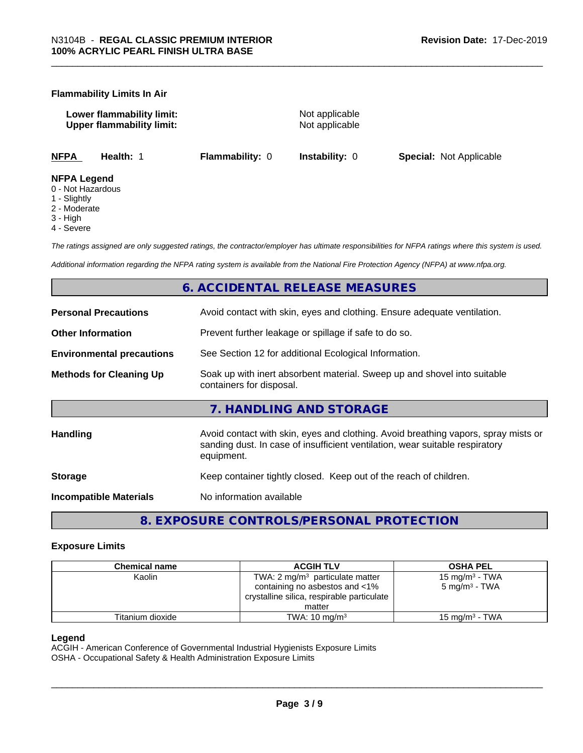### Flammability Limits In Air

**Lower flammability limit:** Not applicable
**Upper flammability limit:** Not applicable

| NFPA | Health: 1 | Flammability: 0 | Instability: 0 | Special: Not Applicable |
|---|---|---|---|---|

**NFPA Legend**
0 - Not Hazardous
1 - Slightly
2 - Moderate
3 - High
4 - Severe

*The ratings assigned are only suggested ratings, the contractor/employer has ultimate responsibilities for NFPA ratings where this system is used.*

*Additional information regarding the NFPA rating system is available from the National Fire Protection Agency (NFPA) at www.nfpa.org.*

## 6. ACCIDENTAL RELEASE MEASURES

**Personal Precautions** Avoid contact with skin, eyes and clothing. Ensure adequate ventilation.

**Other Information** Prevent further leakage or spillage if safe to do so.

**Environmental precautions** See Section 12 for additional Ecological Information.

**Methods for Cleaning Up** Soak up with inert absorbent material. Sweep up and shovel into suitable containers for disposal.

## 7. HANDLING AND STORAGE

**Handling** Avoid contact with skin, eyes and clothing. Avoid breathing vapors, spray mists or sanding dust. In case of insufficient ventilation, wear suitable respiratory equipment.

**Storage** Keep container tightly closed. Keep out of the reach of children.

**Incompatible Materials** No information available

## 8. EXPOSURE CONTROLS/PERSONAL PROTECTION

### Exposure Limits

| Chemical name | ACGIH TLV | OSHA PEL |
|---|---|---|
| Kaolin | TWA: 2 mg/m³ particulate matter containing no asbestos and <1% crystalline silica, respirable particulate matter | 15 mg/m³ - TWA<br>5 mg/m³ - TWA |
| Titanium dioxide | TWA: 10 mg/m³ | 15 mg/m³ - TWA |

**Legend**
ACGIH - American Conference of Governmental Industrial Hygienists Exposure Limits
OSHA - Occupational Safety & Health Administration Exposure Limits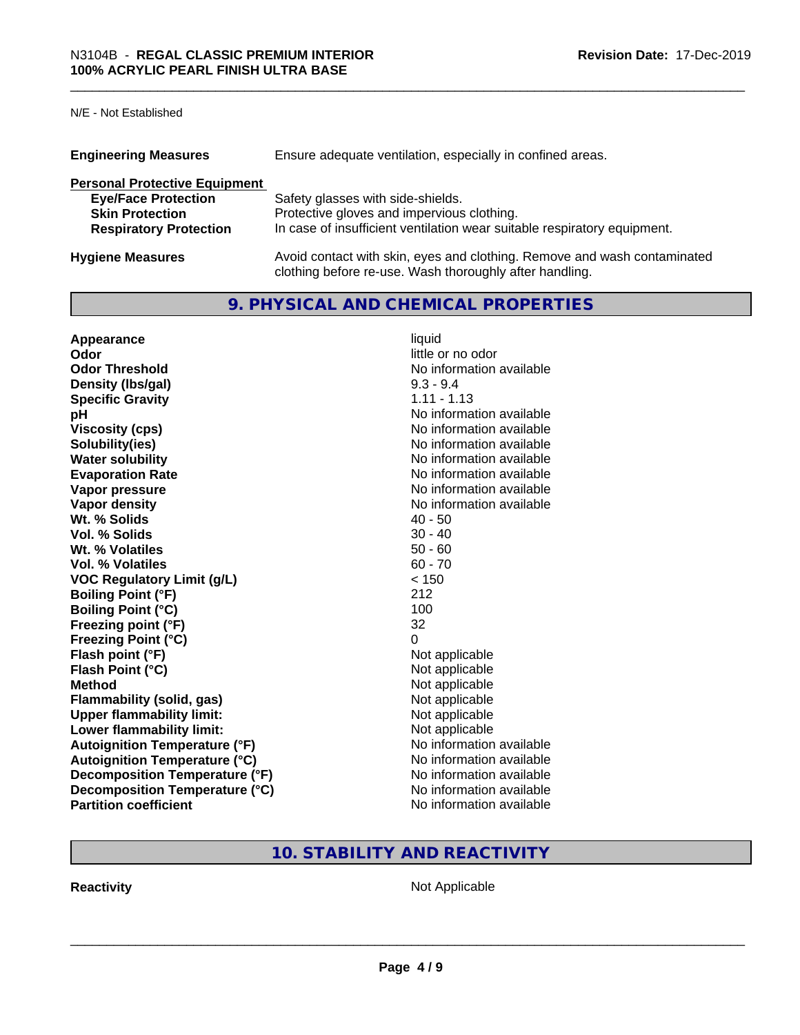N/E - Not Established

| | |
|---|---|
| **Engineering Measures** | Ensure adequate ventilation, especially in confined areas. |

**Personal Protective Equipment**

| | |
|---|---|
| **Eye/Face Protection** | Safety glasses with side-shields. |
| **Skin Protection** | Protective gloves and impervious clothing. |
| **Respiratory Protection** | In case of insufficient ventilation wear suitable respiratory equipment. |

| | |
|---|---|
| **Hygiene Measures** | Avoid contact with skin, eyes and clothing. Remove and wash contaminated clothing before re-use. Wash thoroughly after handling. |

## 9. PHYSICAL AND CHEMICAL PROPERTIES

| | |
|---|---|
| **Appearance** | liquid |
| **Odor** | little or no odor |
| **Odor Threshold** | No information available |
| **Density (lbs/gal)** | 9.3 - 9.4 |
| **Specific Gravity** | 1.11 - 1.13 |
| **pH** | No information available |
| **Viscosity (cps)** | No information available |
| **Solubility(ies)** | No information available |
| **Water solubility** | No information available |
| **Evaporation Rate** | No information available |
| **Vapor pressure** | No information available |
| **Vapor density** | No information available |
| **Wt. % Solids** | 40 - 50 |
| **Vol. % Solids** | 30 - 40 |
| **Wt. % Volatiles** | 50 - 60 |
| **Vol. % Volatiles** | 60 - 70 |
| **VOC Regulatory Limit (g/L)** | < 150 |
| **Boiling Point (°F)** | 212 |
| **Boiling Point (°C)** | 100 |
| **Freezing point (°F)** | 32 |
| **Freezing Point (°C)** | 0 |
| **Flash point (°F)** | Not applicable |
| **Flash Point (°C)** | Not applicable |
| **Method** | Not applicable |
| **Flammability (solid, gas)** | Not applicable |
| **Upper flammability limit:** | Not applicable |
| **Lower flammability limit:** | Not applicable |
| **Autoignition Temperature (°F)** | No information available |
| **Autoignition Temperature (°C)** | No information available |
| **Decomposition Temperature (°F)** | No information available |
| **Decomposition Temperature (°C)** | No information available |
| **Partition coefficient** | No information available |

## 10. STABILITY AND REACTIVITY

| | |
|---|---|
| **Reactivity** | Not Applicable |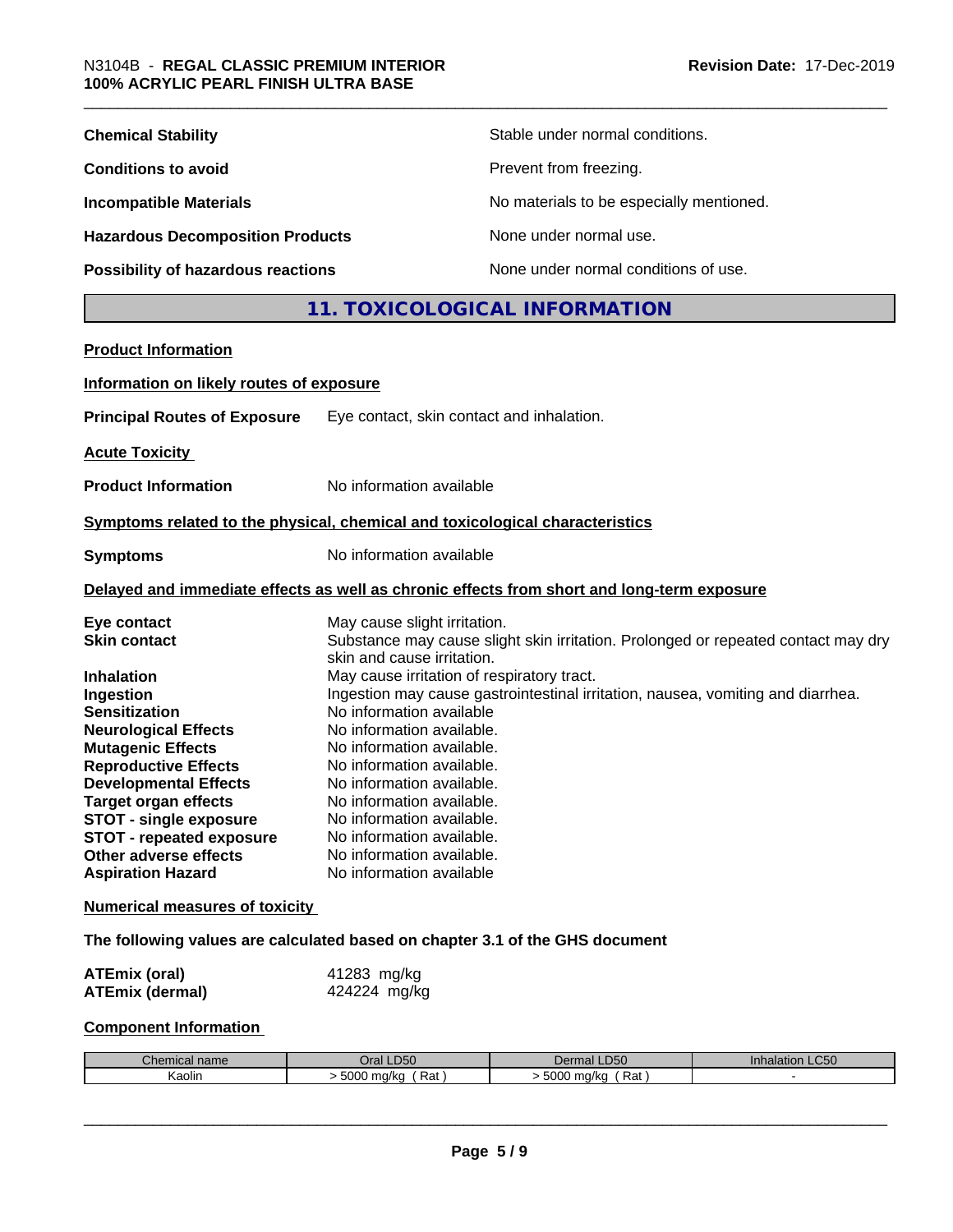| | |
|---|---|
| **Chemical Stability** | Stable under normal conditions. |
| **Conditions to avoid** | Prevent from freezing. |
| **Incompatible Materials** | No materials to be especially mentioned. |
| **Hazardous Decomposition Products** | None under normal use. |
| **Possibility of hazardous reactions** | None under normal conditions of use. |

## 11. TOXICOLOGICAL INFORMATION

**Product Information**

**Information on likely routes of exposure**

**Principal Routes of Exposure** Eye contact, skin contact and inhalation.

**Acute Toxicity**

**Product Information** No information available

**Symptoms related to the physical, chemical and toxicological characteristics**

**Symptoms** No information available

**Delayed and immediate effects as well as chronic effects from short and long-term exposure**

| | |
|---|---|
| **Eye contact** | May cause slight irritation. |
| **Skin contact** | Substance may cause slight skin irritation. Prolonged or repeated contact may dry skin and cause irritation. |
| **Inhalation** | May cause irritation of respiratory tract. |
| **Ingestion** | Ingestion may cause gastrointestinal irritation, nausea, vomiting and diarrhea. |
| **Sensitization** | No information available |
| **Neurological Effects** | No information available. |
| **Mutagenic Effects** | No information available. |
| **Reproductive Effects** | No information available. |
| **Developmental Effects** | No information available. |
| **Target organ effects** | No information available. |
| **STOT - single exposure** | No information available. |
| **STOT - repeated exposure** | No information available. |
| **Other adverse effects** | No information available. |
| **Aspiration Hazard** | No information available |

**Numerical measures of toxicity**

**The following values are calculated based on chapter 3.1 of the GHS document**

| | |
|---|---|
| **ATEmix (oral)** | 41283 mg/kg |
| **ATEmix (dermal)** | 424224 mg/kg |

**Component Information**

| Chemical name | Oral LD50 | Dermal LD50 | Inhalation LC50 |
|---|---|---|---|
| Kaolin | > 5000 mg/kg ( Rat ) | > 5000 mg/kg ( Rat ) | - |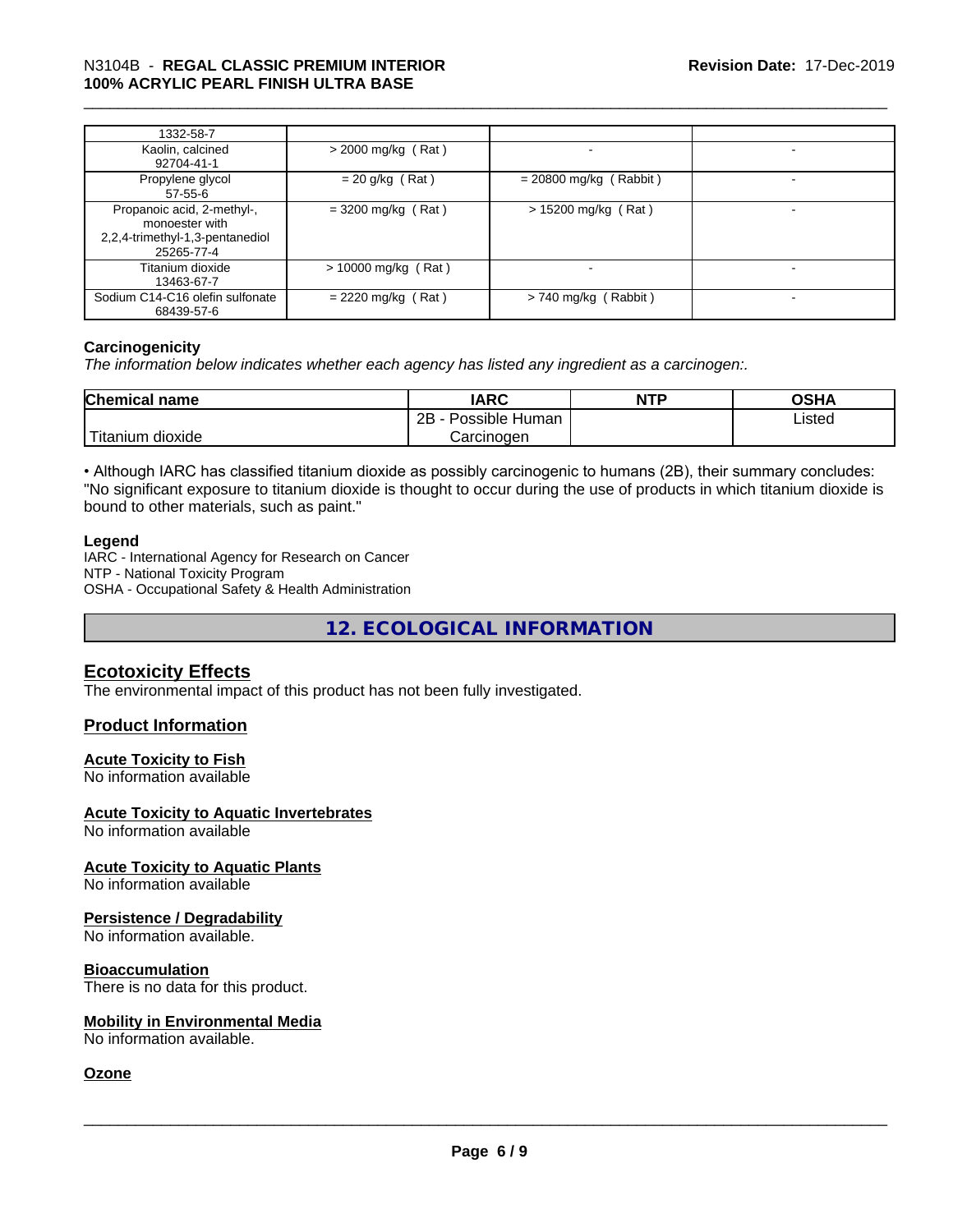| 1332-58-7 | | | |
|---|---|---|---|
| Kaolin, calcined 92704-41-1 | > 2000 mg/kg ( Rat ) | - | - |
| Propylene glycol 57-55-6 | = 20 g/kg ( Rat ) | = 20800 mg/kg ( Rabbit ) | - |
| Propanoic acid, 2-methyl-, monoester with 2,2,4-trimethyl-1,3-pentanediol 25265-77-4 | = 3200 mg/kg ( Rat ) | > 15200 mg/kg ( Rat ) | - |
| Titanium dioxide 13463-67-7 | > 10000 mg/kg ( Rat ) | - | - |
| Sodium C14-C16 olefin sulfonate 68439-57-6 | = 2220 mg/kg ( Rat ) | > 740 mg/kg ( Rabbit ) | - |

**Carcinogenicity**

*The information below indicates whether each agency has listed any ingredient as a carcinogen:.*

| Chemical name | IARC | NTP | OSHA |
|---|---|---|---|
| Titanium dioxide | 2B - Possible Human Carcinogen | | Listed |

• Although IARC has classified titanium dioxide as possibly carcinogenic to humans (2B), their summary concludes: "No significant exposure to titanium dioxide is thought to occur during the use of products in which titanium dioxide is bound to other materials, such as paint."

**Legend**

IARC - International Agency for Research on Cancer
NTP - National Toxicity Program
OSHA - Occupational Safety & Health Administration

# 12. ECOLOGICAL INFORMATION

## Ecotoxicity Effects

The environmental impact of this product has not been fully investigated.

## Product Information

### Acute Toxicity to Fish

No information available

### Acute Toxicity to Aquatic Invertebrates

No information available

### Acute Toxicity to Aquatic Plants

No information available

### Persistence / Degradability

No information available.

### Bioaccumulation

There is no data for this product.

### Mobility in Environmental Media

No information available.

### Ozone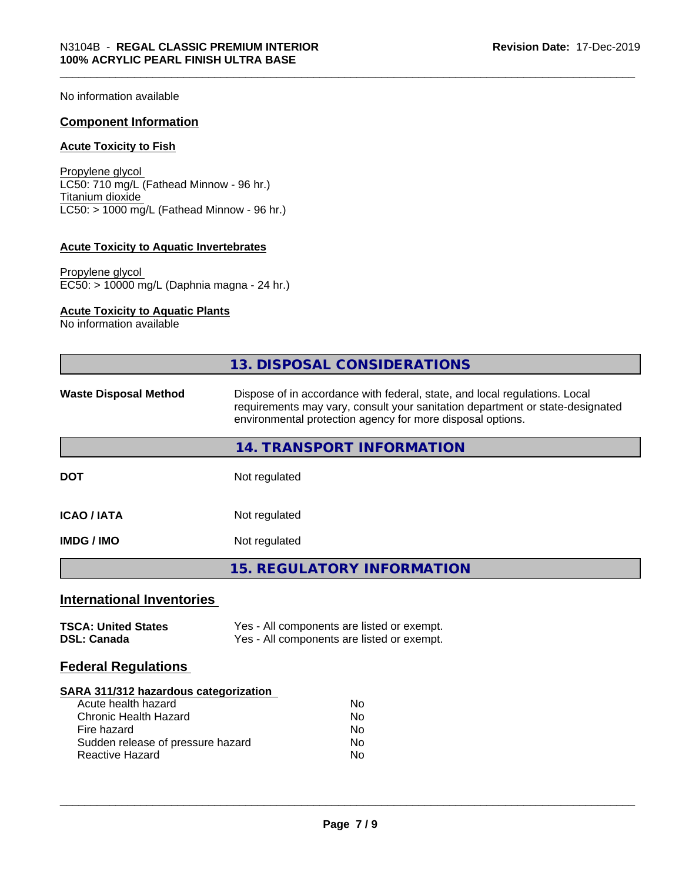No information available

### Component Information

#### Acute Toxicity to Fish

Propylene glycol
LC50: 710 mg/L (Fathead Minnow - 96 hr.)
Titanium dioxide
LC50: > 1000 mg/L (Fathead Minnow - 96 hr.)

#### Acute Toxicity to Aquatic Invertebrates

Propylene glycol
EC50: > 10000 mg/L (Daphnia magna - 24 hr.)

#### Acute Toxicity to Aquatic Plants

No information available

## 13. DISPOSAL CONSIDERATIONS

**Waste Disposal Method** Dispose of in accordance with federal, state, and local regulations. Local requirements may vary, consult your sanitation department or state-designated environmental protection agency for more disposal options.

## 14. TRANSPORT INFORMATION

| | |
|---|---|
| **DOT** | Not regulated |
| **ICAO / IATA** | Not regulated |
| **IMDG / IMO** | Not regulated |

## 15. REGULATORY INFORMATION

### International Inventories

| | |
|---|---|
| **TSCA: United States** | Yes - All components are listed or exempt. |
| **DSL: Canada** | Yes - All components are listed or exempt. |

### Federal Regulations

**SARA 311/312 hazardous categorization**

| | |
|---|---|
| Acute health hazard | No |
| Chronic Health Hazard | No |
| Fire hazard | No |
| Sudden release of pressure hazard | No |
| Reactive Hazard | No |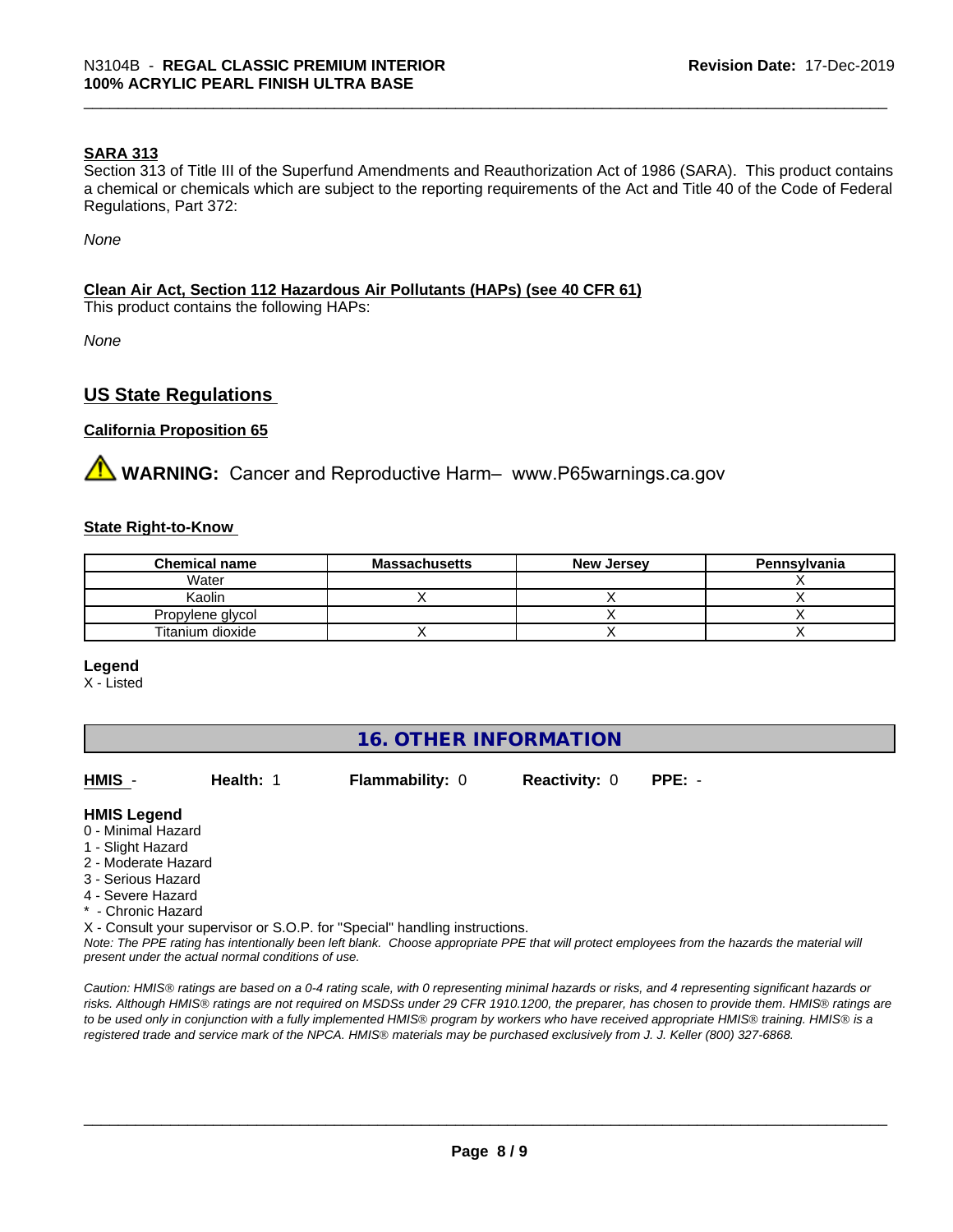### SARA 313

Section 313 of Title III of the Superfund Amendments and Reauthorization Act of 1986 (SARA). This product contains a chemical or chemicals which are subject to the reporting requirements of the Act and Title 40 of the Code of Federal Regulations, Part 372:

*None*

### Clean Air Act, Section 112 Hazardous Air Pollutants (HAPs) (see 40 CFR 61)

This product contains the following HAPs:

*None*

## US State Regulations

### California Proposition 65

⚠ **WARNING:** Cancer and Reproductive Harm– www.P65warnings.ca.gov

### State Right-to-Know

| Chemical name | Massachusetts | New Jersey | Pennsylvania |
|---|---|---|---|
| Water | | | X |
| Kaolin | X | X | X |
| Propylene glycol | | X | X |
| Titanium dioxide | X | X | X |

**Legend**
X - Listed

## 16. OTHER INFORMATION

**HMIS** - **Health:** 1 **Flammability:** 0 **Reactivity:** 0 **PPE:** -

**HMIS Legend**
0 - Minimal Hazard
1 - Slight Hazard
2 - Moderate Hazard
3 - Serious Hazard
4 - Severe Hazard
* - Chronic Hazard
X - Consult your supervisor or S.O.P. for "Special" handling instructions.

*Note: The PPE rating has intentionally been left blank. Choose appropriate PPE that will protect employees from the hazards the material will present under the actual normal conditions of use.*

*Caution: HMIS® ratings are based on a 0-4 rating scale, with 0 representing minimal hazards or risks, and 4 representing significant hazards or risks. Although HMIS® ratings are not required on MSDSs under 29 CFR 1910.1200, the preparer, has chosen to provide them. HMIS® ratings are to be used only in conjunction with a fully implemented HMIS® program by workers who have received appropriate HMIS® training. HMIS® is a registered trade and service mark of the NPCA. HMIS® materials may be purchased exclusively from J. J. Keller (800) 327-6868.*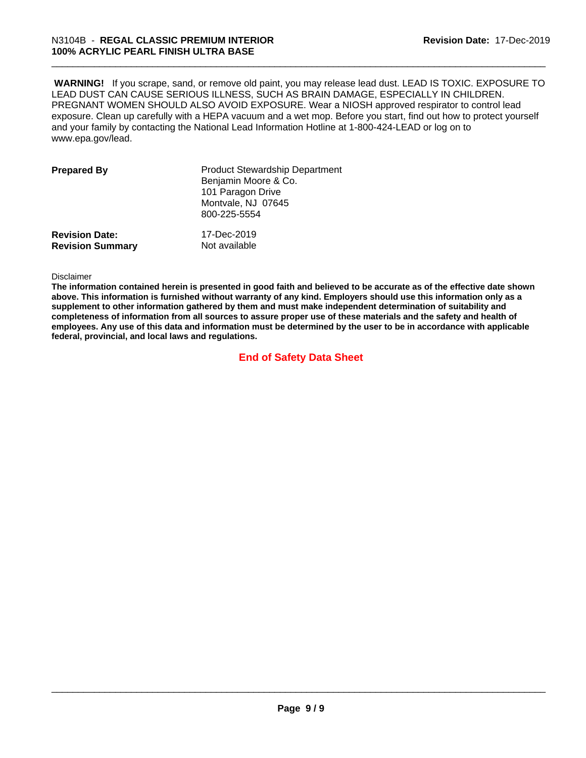**WARNING!** If you scrape, sand, or remove old paint, you may release lead dust. LEAD IS TOXIC. EXPOSURE TO LEAD DUST CAN CAUSE SERIOUS ILLNESS, SUCH AS BRAIN DAMAGE, ESPECIALLY IN CHILDREN. PREGNANT WOMEN SHOULD ALSO AVOID EXPOSURE. Wear a NIOSH approved respirator to control lead exposure. Clean up carefully with a HEPA vacuum and a wet mop. Before you start, find out how to protect yourself and your family by contacting the National Lead Information Hotline at 1-800-424-LEAD or log on to www.epa.gov/lead.

| | |
|---|---|
| **Prepared By** | Product Stewardship Department<br>Benjamin Moore & Co.<br>101 Paragon Drive<br>Montvale, NJ 07645<br>800-225-5554 |
| **Revision Date:** | 17-Dec-2019 |
| **Revision Summary** | Not available |

Disclaimer

**The information contained herein is presented in good faith and believed to be accurate as of the effective date shown above. This information is furnished without warranty of any kind. Employers should use this information only as a supplement to other information gathered by them and must make independent determination of suitability and completeness of information from all sources to assure proper use of these materials and the safety and health of employees. Any use of this data and information must be determined by the user to be in accordance with applicable federal, provincial, and local laws and regulations.**

**End of Safety Data Sheet**